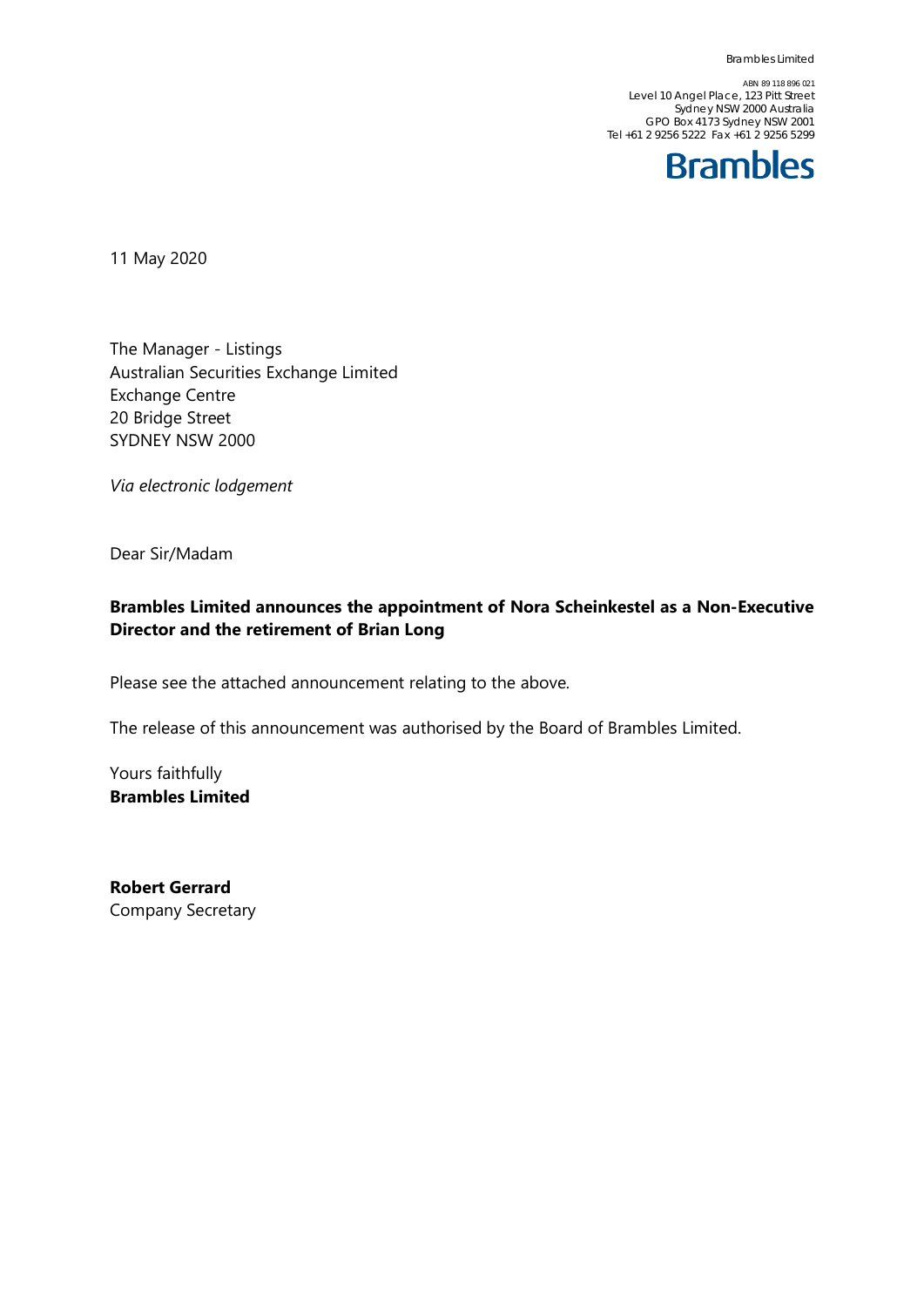Brambles Limited

ABN 89 118 896 021
Level 10 Angel Place, 123 Pitt Street
Sydney NSW 2000 Australia
GPO Box 4173 Sydney NSW 2001
Tel +61 2 9256 5222 Fax +61 2 9256 5299

**Brambles**

11 May 2020

The Manager - Listings
Australian Securities Exchange Limited
Exchange Centre
20 Bridge Street
SYDNEY NSW 2000

*Via electronic lodgement*

Dear Sir/Madam

**Brambles Limited announces the appointment of Nora Scheinkestel as a Non-Executive Director and the retirement of Brian Long**

Please see the attached announcement relating to the above.

The release of this announcement was authorised by the Board of Brambles Limited.

Yours faithfully
**Brambles Limited**

**Robert Gerrard**
Company Secretary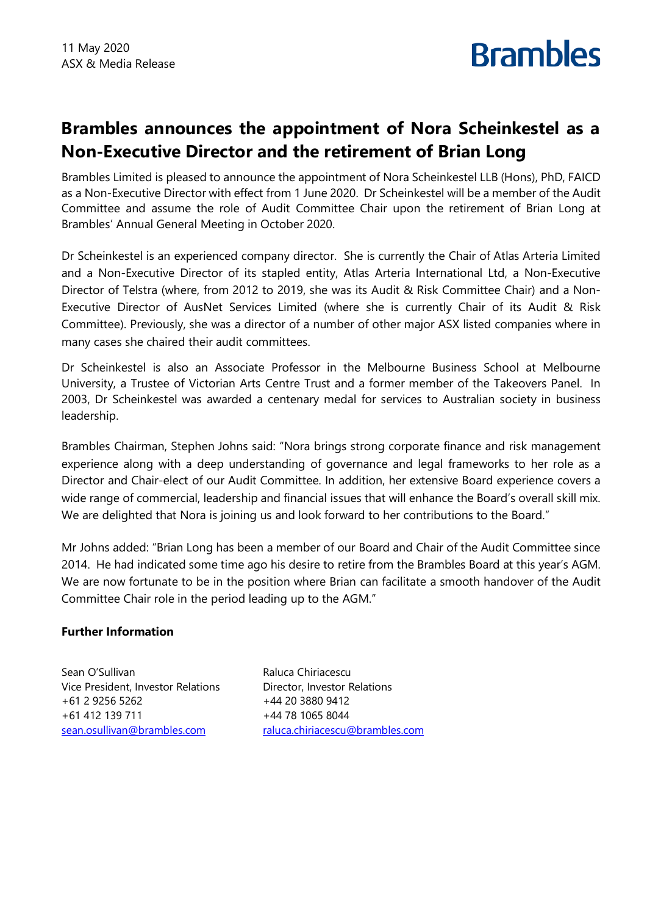11 May 2020
ASX & Media Release

Brambles

# Brambles announces the appointment of Nora Scheinkestel as a Non-Executive Director and the retirement of Brian Long

Brambles Limited is pleased to announce the appointment of Nora Scheinkestel LLB (Hons), PhD, FAICD as a Non-Executive Director with effect from 1 June 2020. Dr Scheinkestel will be a member of the Audit Committee and assume the role of Audit Committee Chair upon the retirement of Brian Long at Brambles' Annual General Meeting in October 2020.

Dr Scheinkestel is an experienced company director. She is currently the Chair of Atlas Arteria Limited and a Non-Executive Director of its stapled entity, Atlas Arteria International Ltd, a Non-Executive Director of Telstra (where, from 2012 to 2019, she was its Audit & Risk Committee Chair) and a Non-Executive Director of AusNet Services Limited (where she is currently Chair of its Audit & Risk Committee). Previously, she was a director of a number of other major ASX listed companies where in many cases she chaired their audit committees.

Dr Scheinkestel is also an Associate Professor in the Melbourne Business School at Melbourne University, a Trustee of Victorian Arts Centre Trust and a former member of the Takeovers Panel. In 2003, Dr Scheinkestel was awarded a centenary medal for services to Australian society in business leadership.

Brambles Chairman, Stephen Johns said: "Nora brings strong corporate finance and risk management experience along with a deep understanding of governance and legal frameworks to her role as a Director and Chair-elect of our Audit Committee. In addition, her extensive Board experience covers a wide range of commercial, leadership and financial issues that will enhance the Board's overall skill mix. We are delighted that Nora is joining us and look forward to her contributions to the Board."

Mr Johns added: "Brian Long has been a member of our Board and Chair of the Audit Committee since 2014. He had indicated some time ago his desire to retire from the Brambles Board at this year's AGM. We are now fortunate to be in the position where Brian can facilitate a smooth handover of the Audit Committee Chair role in the period leading up to the AGM."

**Further Information**

Sean O'Sullivan
Vice President, Investor Relations
+61 2 9256 5262
+61 412 139 711
sean.osullivan@brambles.com

Raluca Chiriacescu
Director, Investor Relations
+44 20 3880 9412
+44 78 1065 8044
raluca.chiriacescu@brambles.com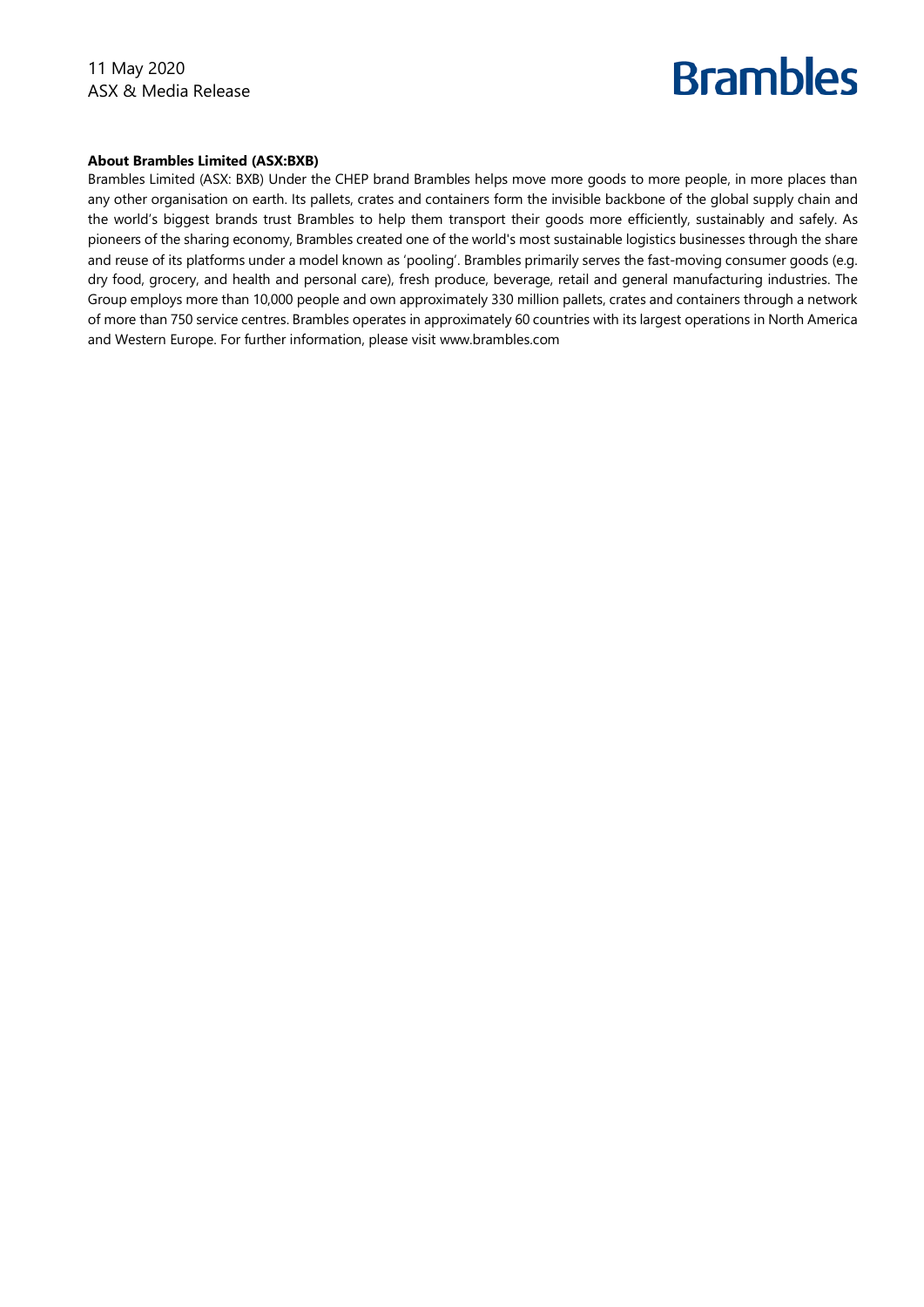**About Brambles Limited (ASX:BXB)**

Brambles Limited (ASX: BXB) Under the CHEP brand Brambles helps move more goods to more people, in more places than any other organisation on earth. Its pallets, crates and containers form the invisible backbone of the global supply chain and the world's biggest brands trust Brambles to help them transport their goods more efficiently, sustainably and safely. As pioneers of the sharing economy, Brambles created one of the world's most sustainable logistics businesses through the share and reuse of its platforms under a model known as 'pooling'. Brambles primarily serves the fast-moving consumer goods (e.g. dry food, grocery, and health and personal care), fresh produce, beverage, retail and general manufacturing industries. The Group employs more than 10,000 people and own approximately 330 million pallets, crates and containers through a network of more than 750 service centres. Brambles operates in approximately 60 countries with its largest operations in North America and Western Europe. For further information, please visit www.brambles.com